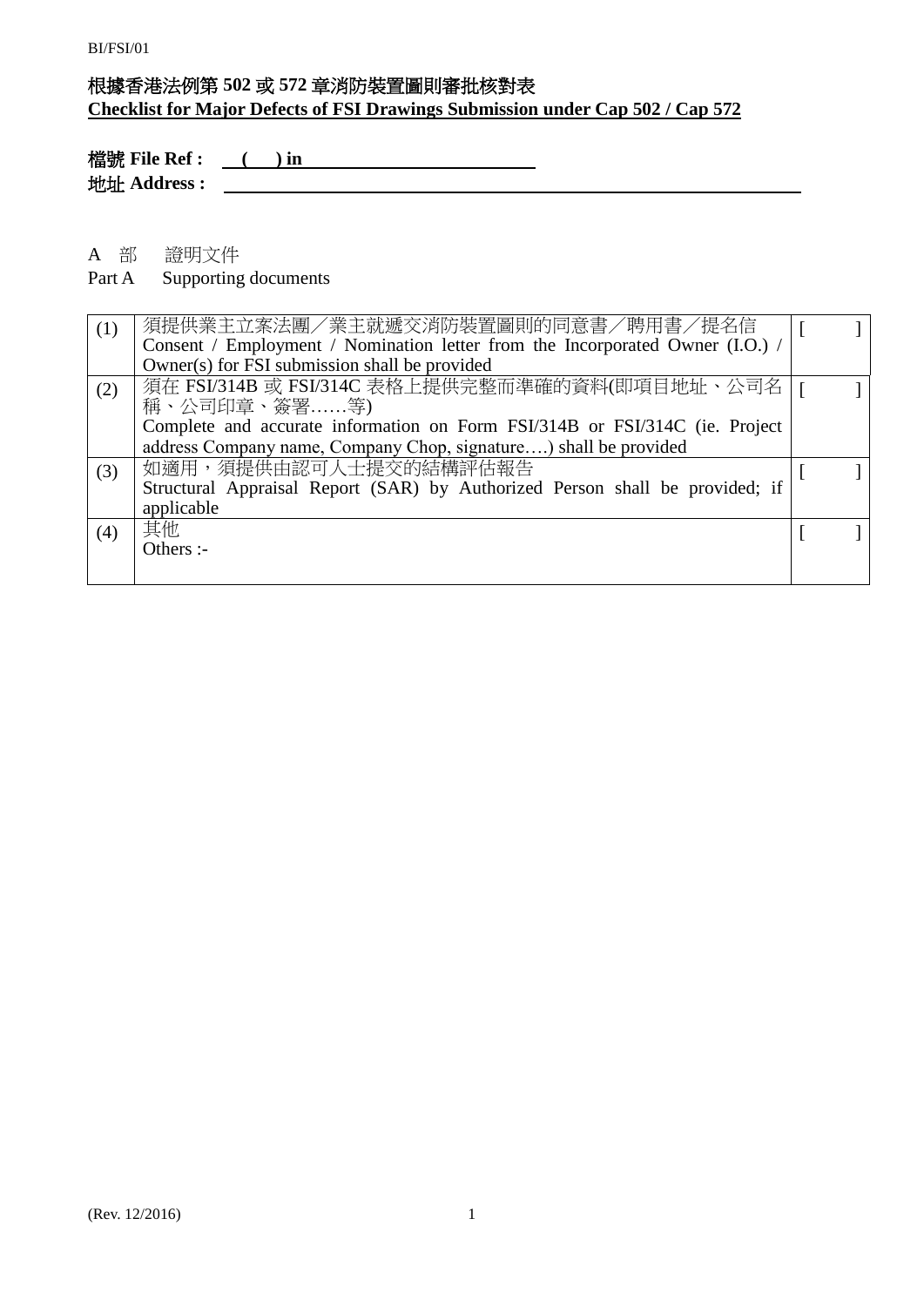BI/FSI/01

# 根據香港法例第 502 或 572 章消防裝置圖則審批核對表

**Checklist for Major Defects of FSI Drawings Submission under Cap 502 / Cap 572**

**檔號 File Ref :** ( ) in

**地址 Address :**

A 部 證明文件

Part A Supporting documents

| | | |
|---|---|---|
| (1) | 須提供業主立案法團／業主就遞交消防裝置圖則的同意書／聘用書／提名信<br>Consent / Employment / Nomination letter from the Incorporated Owner (I.O.) / Owner(s) for FSI submission shall be provided | [ ] |
| (2) | 須在 FSI/314B 或 FSI/314C 表格上提供完整而準確的資料(即項目地址、公司名稱、公司印章、簽署……等)<br>Complete and accurate information on Form FSI/314B or FSI/314C (ie. Project address Company name, Company Chop, signature….) shall be provided | [ ] |
| (3) | 如適用，須提供由認可人士提交的結構評估報告<br>Structural Appraisal Report (SAR) by Authorized Person shall be provided; if applicable | [ ] |
| (4) | 其他<br>Others :- | [ ] |

(Rev. 12/2016)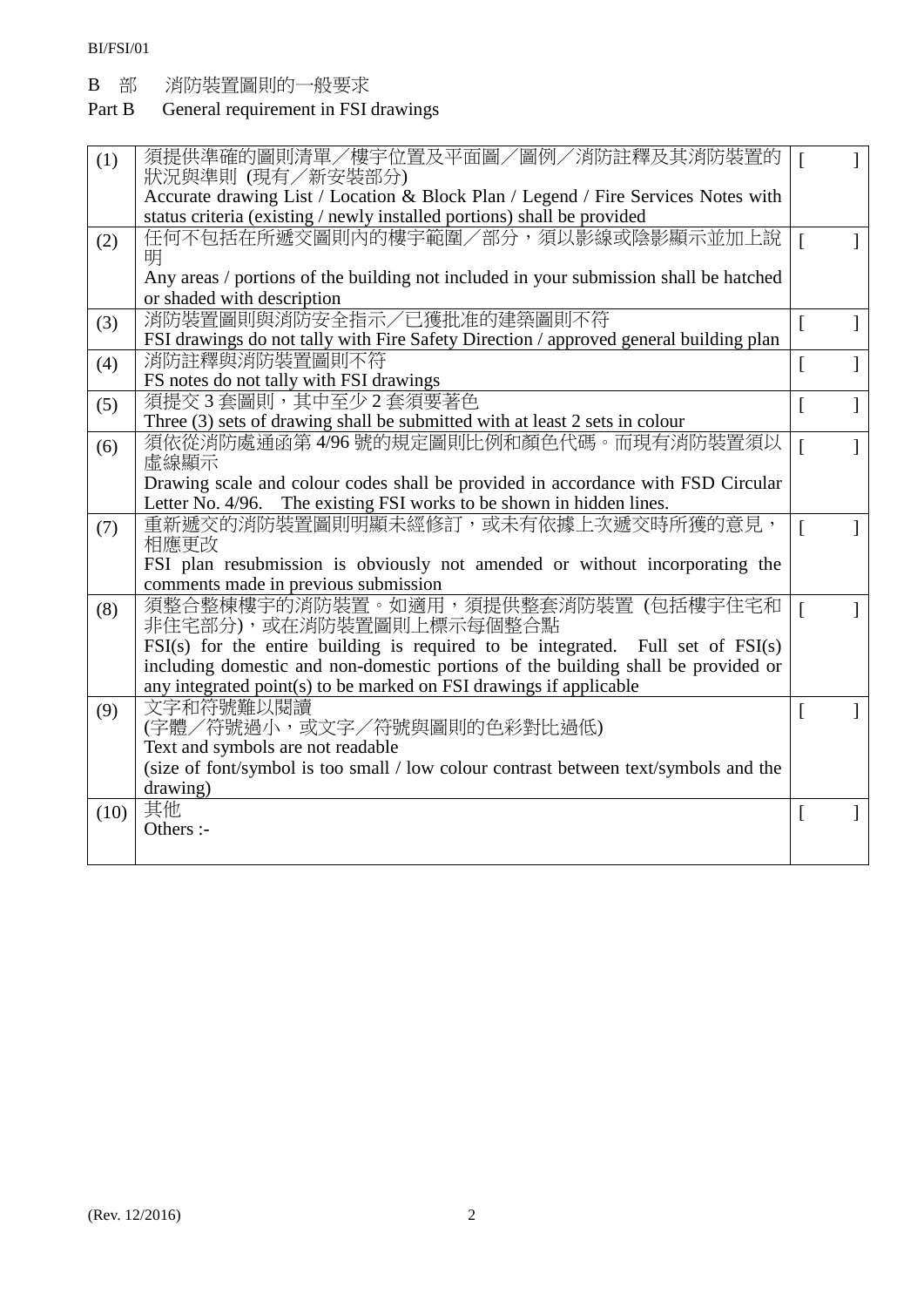B 部 消防裝置圖則的一般要求

Part B General requirement in FSI drawings

| | | |
|---|---|---|
| (1) | 須提供準確的圖則清單／樓宇位置及平面圖／圖例／消防註釋及其消防裝置的狀況與準則 (現有／新安裝部分)<br>Accurate drawing List / Location & Block Plan / Legend / Fire Services Notes with status criteria (existing / newly installed portions) shall be provided | [ ] |
| (2) | 任何不包括在所遞交圖則內的樓宇範圍／部分，須以影線或陰影顯示並加上說明<br>Any areas / portions of the building not included in your submission shall be hatched or shaded with description | [ ] |
| (3) | 消防裝置圖則與消防安全指示／已獲批准的建築圖則不符<br>FSI drawings do not tally with Fire Safety Direction / approved general building plan | [ ] |
| (4) | 消防註釋與消防裝置圖則不符<br>FS notes do not tally with FSI drawings | [ ] |
| (5) | 須提交 3 套圖則，其中至少 2 套須要著色<br>Three (3) sets of drawing shall be submitted with at least 2 sets in colour | [ ] |
| (6) | 須依從消防處通函第 4/96 號的規定圖則比例和顏色代碼。而現有消防裝置須以虛線顯示<br>Drawing scale and colour codes shall be provided in accordance with FSD Circular Letter No. 4/96. The existing FSI works to be shown in hidden lines. | [ ] |
| (7) | 重新遞交的消防裝置圖則明顯未經修訂，或未有依據上次遞交時所獲的意見，相應更改<br>FSI plan resubmission is obviously not amended or without incorporating the comments made in previous submission | [ ] |
| (8) | 須整合整棟樓宇的消防裝置。如適用，須提供整套消防裝置 (包括樓宇住宅和非住宅部分)，或在消防裝置圖則上標示每個整合點<br>FSI(s) for the entire building is required to be integrated. Full set of FSI(s) including domestic and non-domestic portions of the building shall be provided or any integrated point(s) to be marked on FSI drawings if applicable | [ ] |
| (9) | 文字和符號難以閱讀<br>(字體／符號過小，或文字／符號與圖則的色彩對比過低)<br>Text and symbols are not readable<br>(size of font/symbol is too small / low colour contrast between text/symbols and the drawing) | [ ] |
| (10) | 其他<br>Others :- | [ ] |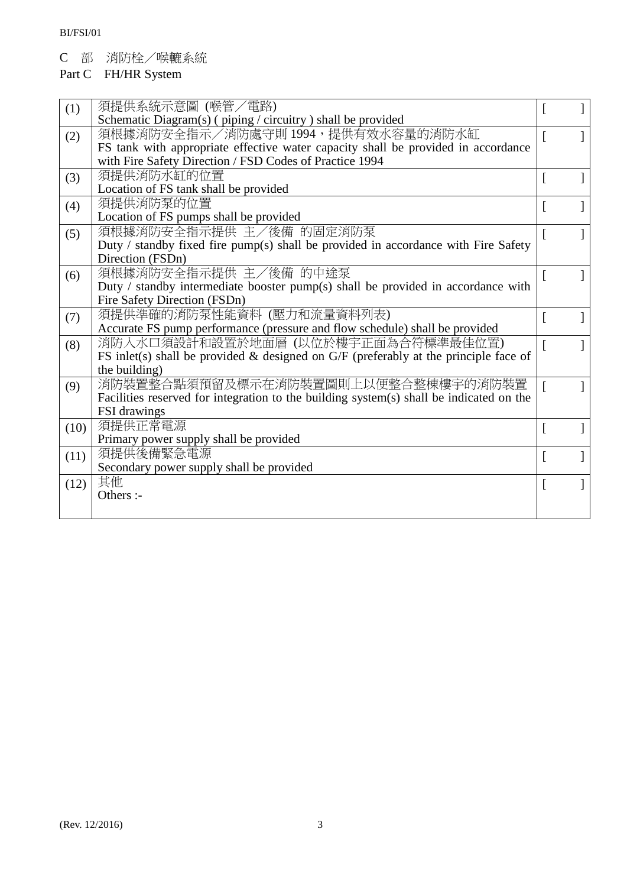C 部 消防栓／喉轆系統

Part C FH/HR System

| | | |
|---|---|---|
| (1) | 須提供系統示意圖 (喉管／電路)<br>Schematic Diagram(s) ( piping / circuitry ) shall be provided | [ ] |
| (2) | 須根據消防安全指示／消防處守則 1994，提供有效水容量的消防水缸<br>FS tank with appropriate effective water capacity shall be provided in accordance with Fire Safety Direction / FSD Codes of Practice 1994 | [ ] |
| (3) | 須提供消防水缸的位置<br>Location of FS tank shall be provided | [ ] |
| (4) | 須提供消防泵的位置<br>Location of FS pumps shall be provided | [ ] |
| (5) | 須根據消防安全指示提供 主／後備 的固定消防泵<br>Duty / standby fixed fire pump(s) shall be provided in accordance with Fire Safety Direction (FSDn) | [ ] |
| (6) | 須根據消防安全指示提供 主／後備 的中途泵<br>Duty / standby intermediate booster pump(s) shall be provided in accordance with Fire Safety Direction (FSDn) | [ ] |
| (7) | 須提供準確的消防泵性能資料 (壓力和流量資料列表)<br>Accurate FS pump performance (pressure and flow schedule) shall be provided | [ ] |
| (8) | 消防入水口須設計和設置於地面層 (以位於樓宇正面為合符標準最佳位置)<br>FS inlet(s) shall be provided & designed on G/F (preferably at the principle face of the building) | [ ] |
| (9) | 消防裝置整合點須預留及標示在消防裝置圖則上以便整合整棟樓宇的消防裝置<br>Facilities reserved for integration to the building system(s) shall be indicated on the FSI drawings | [ ] |
| (10) | 須提供正常電源<br>Primary power supply shall be provided | [ ] |
| (11) | 須提供後備緊急電源<br>Secondary power supply shall be provided | [ ] |
| (12) | 其他<br>Others :- | [ ] |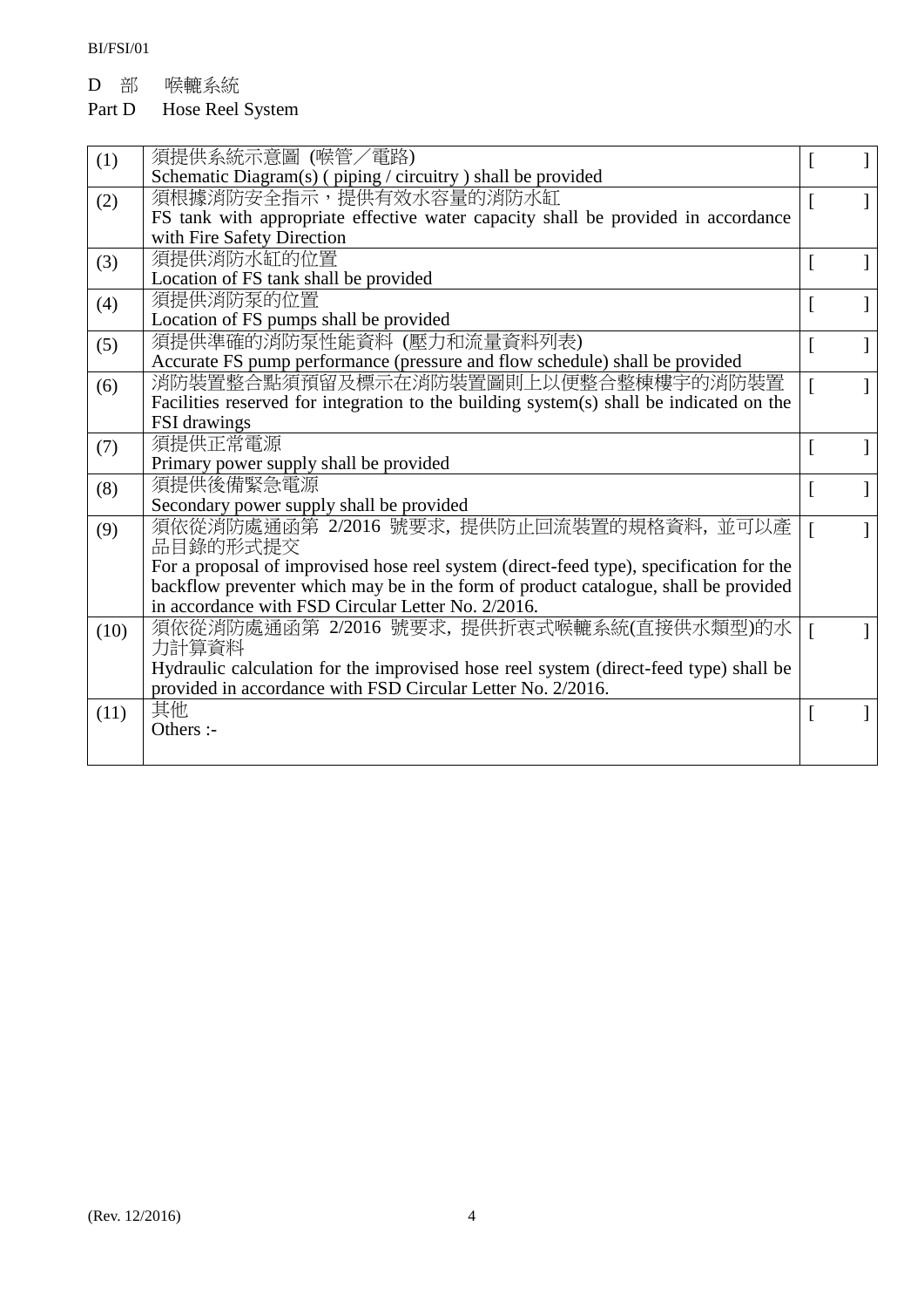D 部 喉轆系統

Part D Hose Reel System

| | | |
|---|---|---|
| (1) | 須提供系統示意圖 (喉管／電路)<br>Schematic Diagram(s) ( piping / circuitry ) shall be provided | [ ] |
| (2) | 須根據消防安全指示，提供有效水容量的消防水缸<br>FS tank with appropriate effective water capacity shall be provided in accordance with Fire Safety Direction | [ ] |
| (3) | 須提供消防水缸的位置<br>Location of FS tank shall be provided | [ ] |
| (4) | 須提供消防泵的位置<br>Location of FS pumps shall be provided | [ ] |
| (5) | 須提供準確的消防泵性能資料 (壓力和流量資料列表)<br>Accurate FS pump performance (pressure and flow schedule) shall be provided | [ ] |
| (6) | 消防裝置整合點須預留及標示在消防裝置圖則上以便整合整棟樓宇的消防裝置<br>Facilities reserved for integration to the building system(s) shall be indicated on the FSI drawings | [ ] |
| (7) | 須提供正常電源<br>Primary power supply shall be provided | [ ] |
| (8) | 須提供後備緊急電源<br>Secondary power supply shall be provided | [ ] |
| (9) | 須依從消防處通函第 2/2016 號要求，提供防止回流裝置的規格資料，並可以產品目錄的形式提交<br>For a proposal of improvised hose reel system (direct-feed type), specification for the backflow preventer which may be in the form of product catalogue, shall be provided in accordance with FSD Circular Letter No. 2/2016. | [ ] |
| (10) | 須依從消防處通函第 2/2016 號要求，提供折衷式喉轆系統(直接供水類型)的水力計算資料<br>Hydraulic calculation for the improvised hose reel system (direct-feed type) shall be provided in accordance with FSD Circular Letter No. 2/2016. | [ ] |
| (11) | 其他<br>Others :- | [ ] |

(Rev. 12/2016)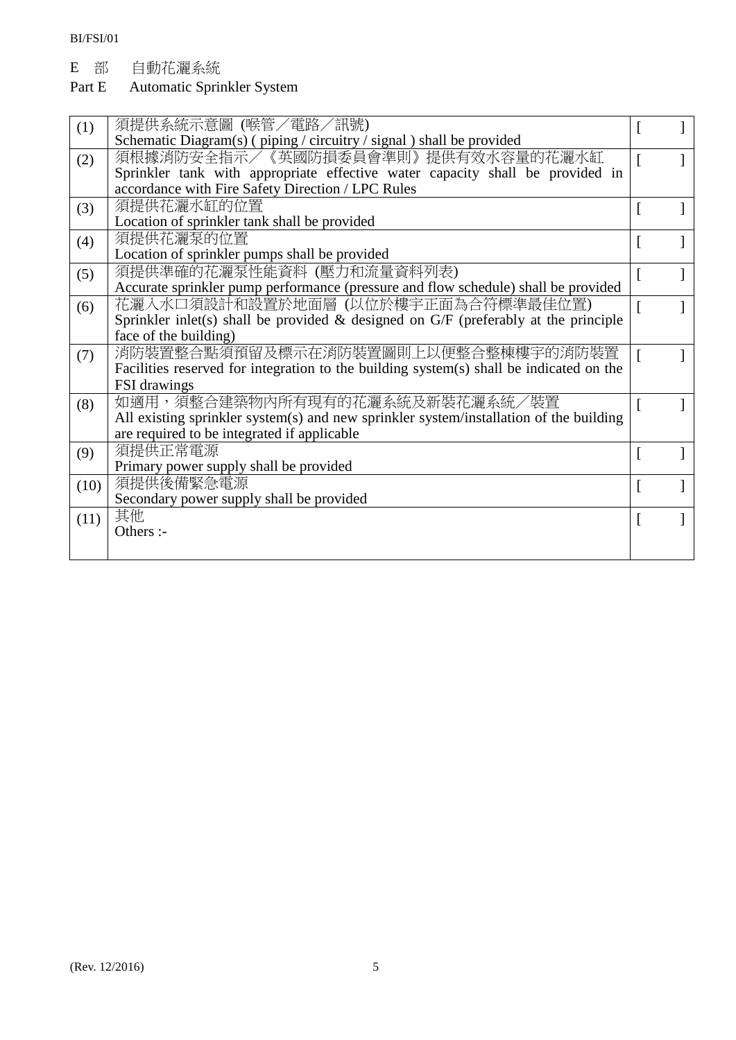# E 部 自動花灑系統

# Part E Automatic Sprinkler System

| | | |
|---|---|---|
| (1) | 須提供系統示意圖 (喉管／電路／訊號)<br>Schematic Diagram(s) ( piping / circuitry / signal ) shall be provided | [ ] |
| (2) | 須根據消防安全指示／《英國防損委員會準則》提供有效水容量的花灑水缸<br>Sprinkler tank with appropriate effective water capacity shall be provided in accordance with Fire Safety Direction / LPC Rules | [ ] |
| (3) | 須提供花灑水缸的位置<br>Location of sprinkler tank shall be provided | [ ] |
| (4) | 須提供花灑泵的位置<br>Location of sprinkler pumps shall be provided | [ ] |
| (5) | 須提供準確的花灑泵性能資料 (壓力和流量資料列表)<br>Accurate sprinkler pump performance (pressure and flow schedule) shall be provided | [ ] |
| (6) | 花灑入水口須設計和設置於地面層 (以位於樓宇正面為合符標準最佳位置)<br>Sprinkler inlet(s) shall be provided & designed on G/F (preferably at the principle face of the building) | [ ] |
| (7) | 消防裝置整合點須預留及標示在消防裝置圖則上以便整合整棟樓宇的消防裝置<br>Facilities reserved for integration to the building system(s) shall be indicated on the FSI drawings | [ ] |
| (8) | 如適用，須整合建築物內所有現有的花灑系統及新裝花灑系統／裝置<br>All existing sprinkler system(s) and new sprinkler system/installation of the building are required to be integrated if applicable | [ ] |
| (9) | 須提供正常電源<br>Primary power supply shall be provided | [ ] |
| (10) | 須提供後備緊急電源<br>Secondary power supply shall be provided | [ ] |
| (11) | 其他<br>Others :- | [ ] |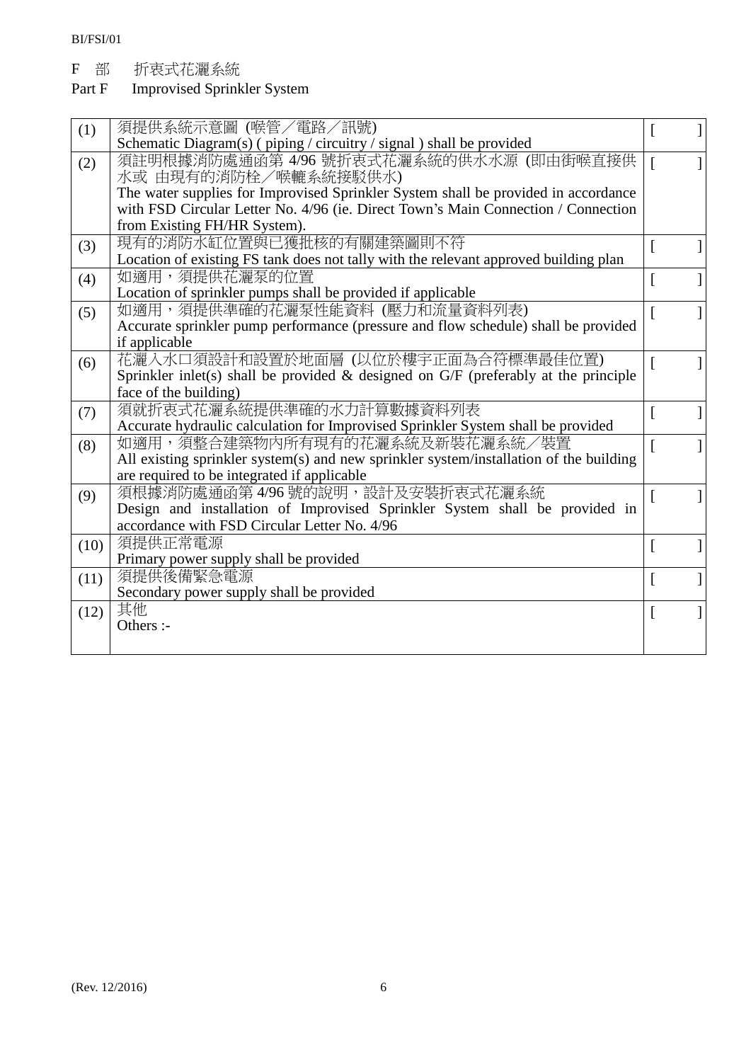F 部 折衷式花灑系統

Part F Improvised Sprinkler System

| | | |
|---|---|---|
| (1) | 須提供系統示意圖 (喉管／電路／訊號)<br>Schematic Diagram(s) ( piping / circuitry / signal ) shall be provided | [ ] |
| (2) | 須註明根據消防處通函第 4/96 號折衷式花灑系統的供水水源 (即由街喉直接供水或 由現有的消防栓／喉轆系統接駁供水)<br>The water supplies for Improvised Sprinkler System shall be provided in accordance with FSD Circular Letter No. 4/96 (ie. Direct Town's Main Connection / Connection from Existing FH/HR System). | [ ] |
| (3) | 現有的消防水缸位置與已獲批核的有關建築圖則不符<br>Location of existing FS tank does not tally with the relevant approved building plan | [ ] |
| (4) | 如適用，須提供花灑泵的位置<br>Location of sprinkler pumps shall be provided if applicable | [ ] |
| (5) | 如適用，須提供準確的花灑泵性能資料 (壓力和流量資料列表)<br>Accurate sprinkler pump performance (pressure and flow schedule) shall be provided if applicable | [ ] |
| (6) | 花灑入水口須設計和設置於地面層 (以位於樓宇正面為合符標準最佳位置)<br>Sprinkler inlet(s) shall be provided & designed on G/F (preferably at the principle face of the building) | [ ] |
| (7) | 須就折衷式花灑系統提供準確的水力計算數據資料列表<br>Accurate hydraulic calculation for Improvised Sprinkler System shall be provided | [ ] |
| (8) | 如適用，須整合建築物內所有現有的花灑系統及新裝花灑系統／裝置<br>All existing sprinkler system(s) and new sprinkler system/installation of the building are required to be integrated if applicable | [ ] |
| (9) | 須根據消防處通函第 4/96 號的說明，設計及安裝折衷式花灑系統<br>Design and installation of Improvised Sprinkler System shall be provided in accordance with FSD Circular Letter No. 4/96 | [ ] |
| (10) | 須提供正常電源<br>Primary power supply shall be provided | [ ] |
| (11) | 須提供後備緊急電源<br>Secondary power supply shall be provided | [ ] |
| (12) | 其他<br>Others :- | [ ] |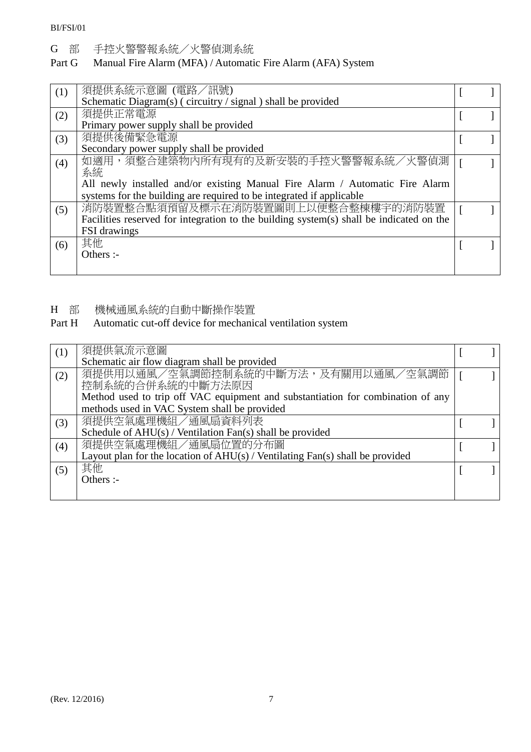## G 部　手控火警警報系統／火警偵測系統
## Part G　Manual Fire Alarm (MFA) / Automatic Fire Alarm (AFA) System

| | | |
|---|---|---|
| (1) | 須提供系統示意圖 (電路／訊號)<br>Schematic Diagram(s) ( circuitry / signal ) shall be provided | [ ] |
| (2) | 須提供正常電源<br>Primary power supply shall be provided | [ ] |
| (3) | 須提供後備緊急電源<br>Secondary power supply shall be provided | [ ] |
| (4) | 如適用，須整合建築物內所有現有的及新安裝的手控火警警報系統／火警偵測系統<br>All newly installed and/or existing Manual Fire Alarm / Automatic Fire Alarm systems for the building are required to be integrated if applicable | [ ] |
| (5) | 消防裝置整合點須預留及標示在消防裝置圖則上以便整合整棟樓宇的消防裝置<br>Facilities reserved for integration to the building system(s) shall be indicated on the FSI drawings | [ ] |
| (6) | 其他<br>Others :- | [ ] |

## H 部　機械通風系統的自動中斷操作裝置
## Part H　Automatic cut-off device for mechanical ventilation system

| | | |
|---|---|---|
| (1) | 須提供氣流示意圖<br>Schematic air flow diagram shall be provided | [ ] |
| (2) | 須提供用以通風／空氣調節控制系統的中斷方法，及有關用以通風／空氣調節控制系統的合併系統的中斷方法原因<br>Method used to trip off VAC equipment and substantiation for combination of any methods used in VAC System shall be provided | [ ] |
| (3) | 須提供空氣處理機組／通風扇資料列表<br>Schedule of AHU(s) / Ventilation Fan(s) shall be provided | [ ] |
| (4) | 須提供空氣處理機組／通風扇位置的分布圖<br>Layout plan for the location of AHU(s) / Ventilating Fan(s) shall be provided | [ ] |
| (5) | 其他<br>Others :- | [ ] |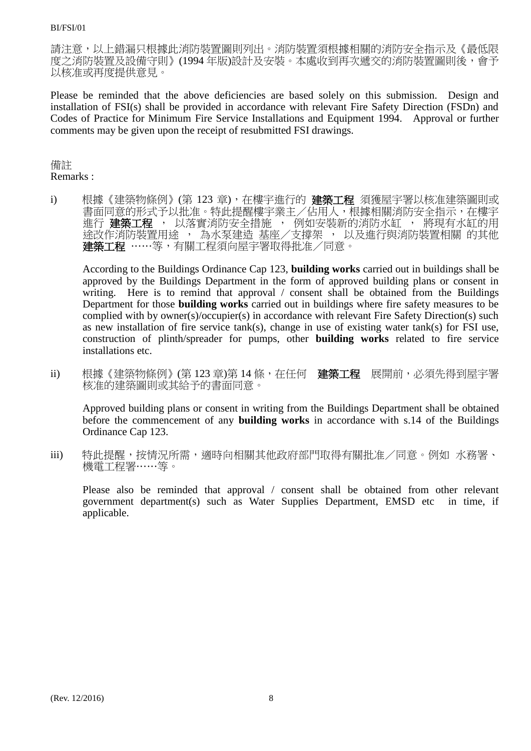請注意，以上錯漏只根據此消防裝置圖則列出。消防裝置須根據相關的消防安全指示及《最低限度之消防裝置及設備守則》(1994 年版)設計及安裝。本處收到再次遞交的消防裝置圖則後，會予以核准或再度提供意見。

Please be reminded that the above deficiencies are based solely on this submission. Design and installation of FSI(s) shall be provided in accordance with relevant Fire Safety Direction (FSDn) and Codes of Practice for Minimum Fire Service Installations and Equipment 1994. Approval or further comments may be given upon the receipt of resubmitted FSI drawings.

備註
Remarks :

i) 根據《建築物條例》(第 123 章)，在樓宇進行的 **建築工程** 須獲屋宇署以核准建築圖則或書面同意的形式予以批准。特此提醒樓宇業主／佔用人，根據相關消防安全指示，在樓宇進行 **建築工程** ， 以落實消防安全措施 ， 例如安裝新的消防水缸 ， 將現有水缸的用途改作消防裝置用途 ， 為水泵建造 基座／支撐架 ， 以及進行與消防裝置相關 的其他 **建築工程** ……等，有關工程須向屋宇署取得批准／同意。

According to the Buildings Ordinance Cap 123, **building works** carried out in buildings shall be approved by the Buildings Department in the form of approved building plans or consent in writing. Here is to remind that approval / consent shall be obtained from the Buildings Department for those **building works** carried out in buildings where fire safety measures to be complied with by owner(s)/occupier(s) in accordance with relevant Fire Safety Direction(s) such as new installation of fire service tank(s), change in use of existing water tank(s) for FSI use, construction of plinth/spreader for pumps, other **building works** related to fire service installations etc.

ii) 根據《建築物條例》(第 123 章)第 14 條，在任何 **建築工程** 展開前，必須先得到屋宇署核准的建築圖則或其給予的書面同意。

Approved building plans or consent in writing from the Buildings Department shall be obtained before the commencement of any **building works** in accordance with s.14 of the Buildings Ordinance Cap 123.

iii) 特此提醒，按情況所需，適時向相關其他政府部門取得有關批准／同意。例如 水務署、機電工程署……等。

Please also be reminded that approval / consent shall be obtained from other relevant government department(s) such as Water Supplies Department, EMSD etc in time, if applicable.